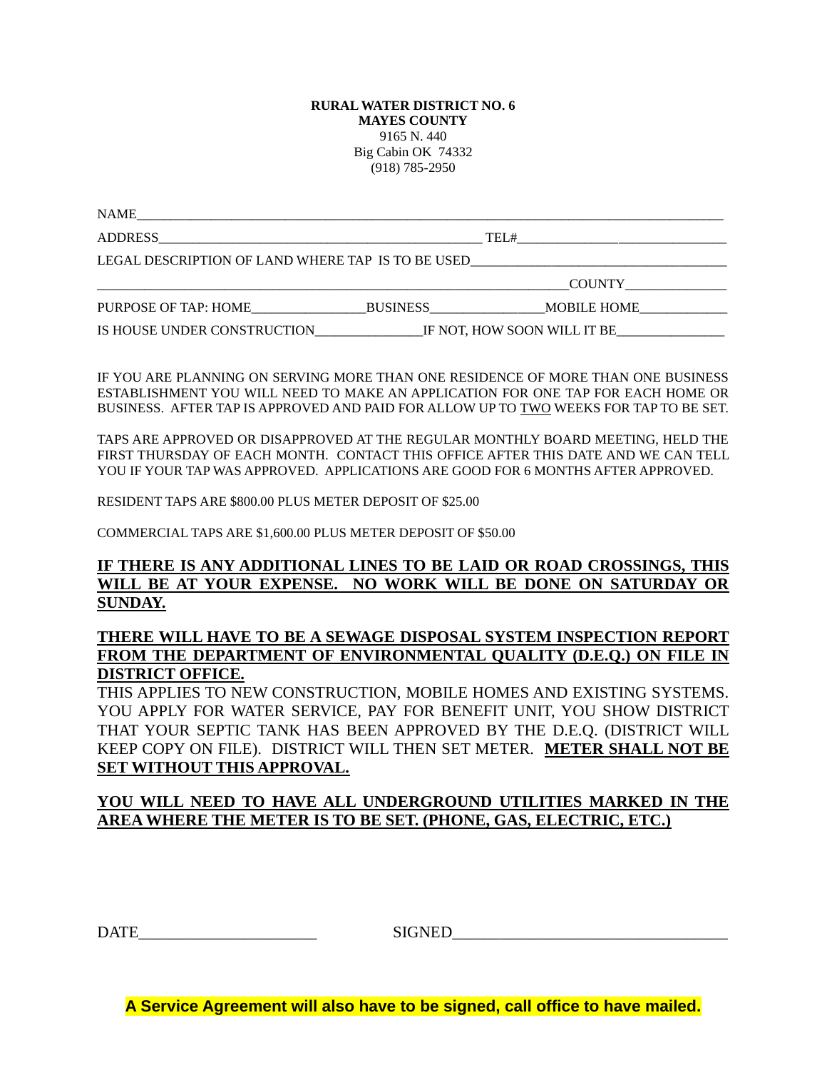**RURAL WATER DISTRICT NO. 6**
**MAYES COUNTY**
9165 N. 440
Big Cabin OK 74332
(918) 785-2950

NAME_______________________________________________________________________________

ADDRESS_______________________________________________ TEL#_____________________________

LEGAL DESCRIPTION OF LAND WHERE TAP IS TO BE USED___________________________________

_____________________________________________________________________COUNTY_______________

PURPOSE OF TAP: HOME________________BUSINESS________________MOBILE HOME_____________

IS HOUSE UNDER CONSTRUCTION_______________IF NOT, HOW SOON WILL IT BE________________

IF YOU ARE PLANNING ON SERVING MORE THAN ONE RESIDENCE OF MORE THAN ONE BUSINESS ESTABLISHMENT YOU WILL NEED TO MAKE AN APPLICATION FOR ONE TAP FOR EACH HOME OR BUSINESS. AFTER TAP IS APPROVED AND PAID FOR ALLOW UP TO TWO WEEKS FOR TAP TO BE SET.

TAPS ARE APPROVED OR DISAPPROVED AT THE REGULAR MONTHLY BOARD MEETING, HELD THE FIRST THURSDAY OF EACH MONTH. CONTACT THIS OFFICE AFTER THIS DATE AND WE CAN TELL YOU IF YOUR TAP WAS APPROVED. APPLICATIONS ARE GOOD FOR 6 MONTHS AFTER APPROVED.

RESIDENT TAPS ARE $800.00 PLUS METER DEPOSIT OF $25.00

COMMERCIAL TAPS ARE $1,600.00 PLUS METER DEPOSIT OF $50.00

**IF THERE IS ANY ADDITIONAL LINES TO BE LAID OR ROAD CROSSINGS, THIS WILL BE AT YOUR EXPENSE. NO WORK WILL BE DONE ON SATURDAY OR SUNDAY.**

**THERE WILL HAVE TO BE A SEWAGE DISPOSAL SYSTEM INSPECTION REPORT FROM THE DEPARTMENT OF ENVIRONMENTAL QUALITY (D.E.Q.) ON FILE IN DISTRICT OFFICE.**

THIS APPLIES TO NEW CONSTRUCTION, MOBILE HOMES AND EXISTING SYSTEMS. YOU APPLY FOR WATER SERVICE, PAY FOR BENEFIT UNIT, YOU SHOW DISTRICT THAT YOUR SEPTIC TANK HAS BEEN APPROVED BY THE D.E.Q. (DISTRICT WILL KEEP COPY ON FILE). DISTRICT WILL THEN SET METER. **METER SHALL NOT BE SET WITHOUT THIS APPROVAL.**

**YOU WILL NEED TO HAVE ALL UNDERGROUND UTILITIES MARKED IN THE AREA WHERE THE METER IS TO BE SET. (PHONE, GAS, ELECTRIC, ETC.)**

DATE______________________ SIGNED__________________________________

**A Service Agreement will also have to be signed, call office to have mailed.**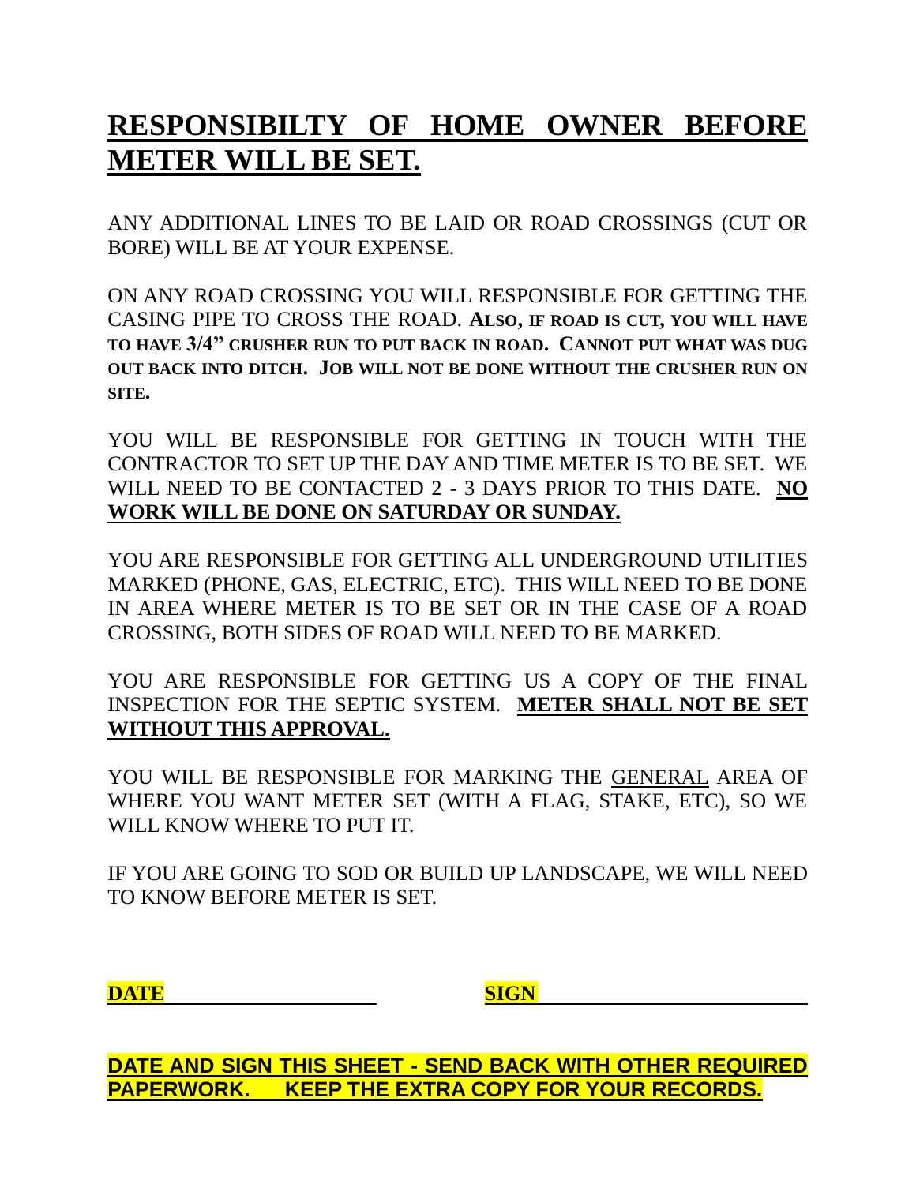# **RESPONSIBILTY OF HOME OWNER BEFORE METER WILL BE SET.**

ANY ADDITIONAL LINES TO BE LAID OR ROAD CROSSINGS (CUT OR BORE) WILL BE AT YOUR EXPENSE.

ON ANY ROAD CROSSING YOU WILL RESPONSIBLE FOR GETTING THE CASING PIPE TO CROSS THE ROAD. **ALSO, IF ROAD IS CUT, YOU WILL HAVE TO HAVE 3/4" CRUSHER RUN TO PUT BACK IN ROAD. CANNOT PUT WHAT WAS DUG OUT BACK INTO DITCH. JOB WILL NOT BE DONE WITHOUT THE CRUSHER RUN ON SITE.**

YOU WILL BE RESPONSIBLE FOR GETTING IN TOUCH WITH THE CONTRACTOR TO SET UP THE DAY AND TIME METER IS TO BE SET. WE WILL NEED TO BE CONTACTED 2 - 3 DAYS PRIOR TO THIS DATE. **NO WORK WILL BE DONE ON SATURDAY OR SUNDAY.**

YOU ARE RESPONSIBLE FOR GETTING ALL UNDERGROUND UTILITIES MARKED (PHONE, GAS, ELECTRIC, ETC). THIS WILL NEED TO BE DONE IN AREA WHERE METER IS TO BE SET OR IN THE CASE OF A ROAD CROSSING, BOTH SIDES OF ROAD WILL NEED TO BE MARKED.

YOU ARE RESPONSIBLE FOR GETTING US A COPY OF THE FINAL INSPECTION FOR THE SEPTIC SYSTEM. **METER SHALL NOT BE SET WITHOUT THIS APPROVAL.**

YOU WILL BE RESPONSIBLE FOR MARKING THE GENERAL AREA OF WHERE YOU WANT METER SET (WITH A FLAG, STAKE, ETC), SO WE WILL KNOW WHERE TO PUT IT.

IF YOU ARE GOING TO SOD OR BUILD UP LANDSCAPE, WE WILL NEED TO KNOW BEFORE METER IS SET.

**DATE** ____________________ **SIGN** ________________________

**DATE AND SIGN THIS SHEET - SEND BACK WITH OTHER REQUIRED PAPERWORK. KEEP THE EXTRA COPY FOR YOUR RECORDS.**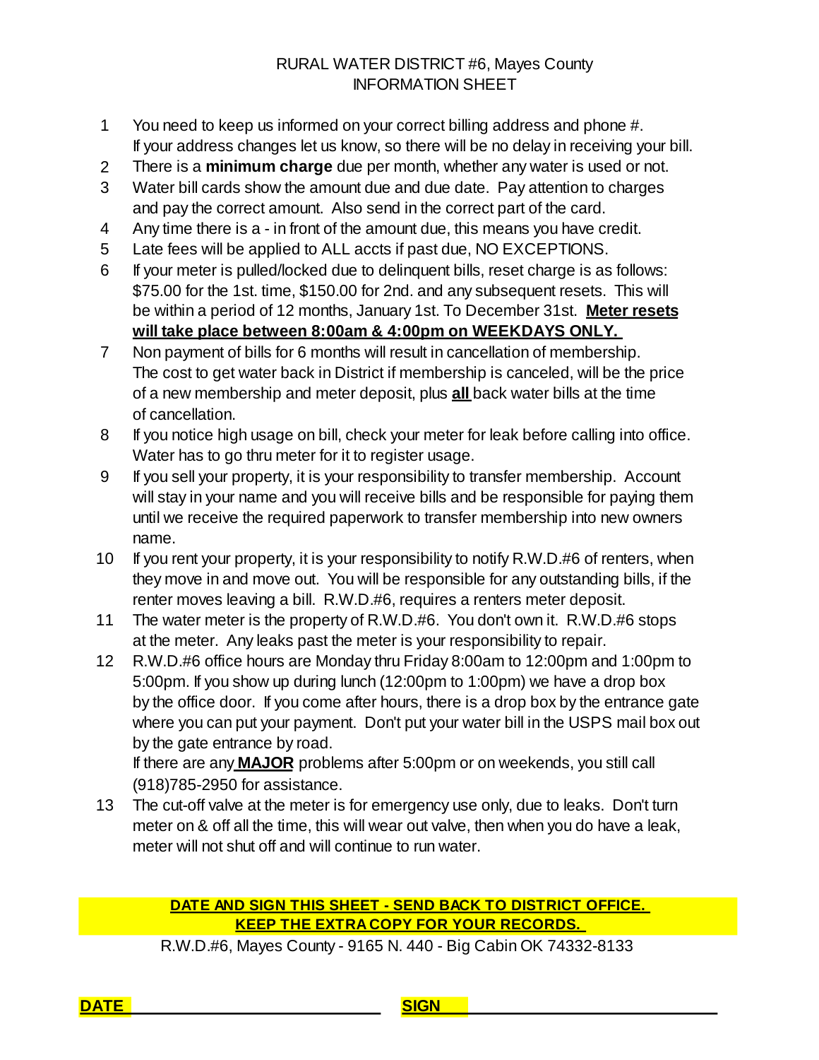RURAL WATER DISTRICT #6, Mayes County
INFORMATION SHEET

1. You need to keep us informed on your correct billing address and phone #. If your address changes let us know, so there will be no delay in receiving your bill.
2. There is a **minimum charge** due per month, whether any water is used or not.
3. Water bill cards show the amount due and due date. Pay attention to charges and pay the correct amount. Also send in the correct part of the card.
4. Any time there is a - in front of the amount due, this means you have credit.
5. Late fees will be applied to ALL accts if past due, NO EXCEPTIONS.
6. If your meter is pulled/locked due to delinquent bills, reset charge is as follows: $75.00 for the 1st. time, $150.00 for 2nd. and any subsequent resets. This will be within a period of 12 months, January 1st. To December 31st. **Meter resets will take place between 8:00am & 4:00pm on WEEKDAYS ONLY.**
7. Non payment of bills for 6 months will result in cancellation of membership. The cost to get water back in District if membership is canceled, will be the price of a new membership and meter deposit, plus **all** back water bills at the time of cancellation.
8. If you notice high usage on bill, check your meter for leak before calling into office. Water has to go thru meter for it to register usage.
9. If you sell your property, it is your responsibility to transfer membership. Account will stay in your name and you will receive bills and be responsible for paying them until we receive the required paperwork to transfer membership into new owners name.
10. If you rent your property, it is your responsibility to notify R.W.D.#6 of renters, when they move in and move out. You will be responsible for any outstanding bills, if the renter moves leaving a bill. R.W.D.#6, requires a renters meter deposit.
11. The water meter is the property of R.W.D.#6. You don't own it. R.W.D.#6 stops at the meter. Any leaks past the meter is your responsibility to repair.
12. R.W.D.#6 office hours are Monday thru Friday 8:00am to 12:00pm and 1:00pm to 5:00pm. If you show up during lunch (12:00pm to 1:00pm) we have a drop box by the office door. If you come after hours, there is a drop box by the entrance gate where you can put your payment. Don't put your water bill in the USPS mail box out by the gate entrance by road.
    If there are any **MAJOR** problems after 5:00pm or on weekends, you still call (918)785-2950 for assistance.
13. The cut-off valve at the meter is for emergency use only, due to leaks. Don't turn meter on & off all the time, this will wear out valve, then when you do have a leak, meter will not shut off and will continue to run water.

**DATE AND SIGN THIS SHEET - SEND BACK TO DISTRICT OFFICE.**
**KEEP THE EXTRA COPY FOR YOUR RECORDS.**

R.W.D.#6, Mayes County - 9165 N. 440 - Big Cabin OK 74332-8133

**DATE** ____________________________ **SIGN** ____________________________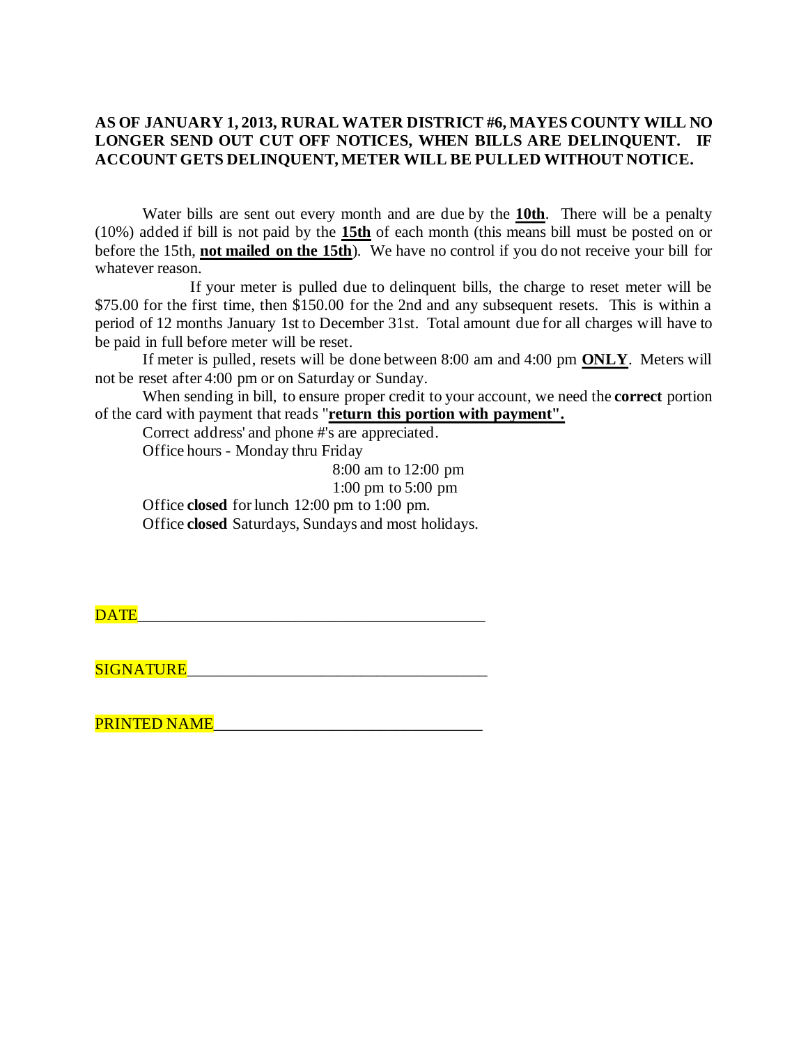**AS OF JANUARY 1, 2013, RURAL WATER DISTRICT #6, MAYES COUNTY WILL NO LONGER SEND OUT CUT OFF NOTICES, WHEN BILLS ARE DELINQUENT. IF ACCOUNT GETS DELINQUENT, METER WILL BE PULLED WITHOUT NOTICE.**

Water bills are sent out every month and are due by the <u>**10th**</u>. There will be a penalty (10%) added if bill is not paid by the <u>**15th**</u> of each month (this means bill must be posted on or before the 15th, <u>**not mailed on the 15th**</u>). We have no control if you do not receive your bill for whatever reason.

If your meter is pulled due to delinquent bills, the charge to reset meter will be $75.00 for the first time, then $150.00 for the 2nd and any subsequent resets. This is within a period of 12 months January 1st to December 31st. Total amount due for all charges will have to be paid in full before meter will be reset.

If meter is pulled, resets will be done between 8:00 am and 4:00 pm <u>**ONLY**</u>. Meters will not be reset after 4:00 pm or on Saturday or Sunday.

When sending in bill, to ensure proper credit to your account, we need the **correct** portion of the card with payment that reads "<u>**return this portion with payment".**</u>

Correct address' and phone #'s are appreciated.

Office hours - Monday thru Friday

8:00 am to 12:00 pm
1:00 pm to 5:00 pm

Office **closed** for lunch 12:00 pm to 1:00 pm.

Office **closed** Saturdays, Sundays and most holidays.

DATE___________________________________________

SIGNATURE_____________________________________

PRINTED NAME__________________________________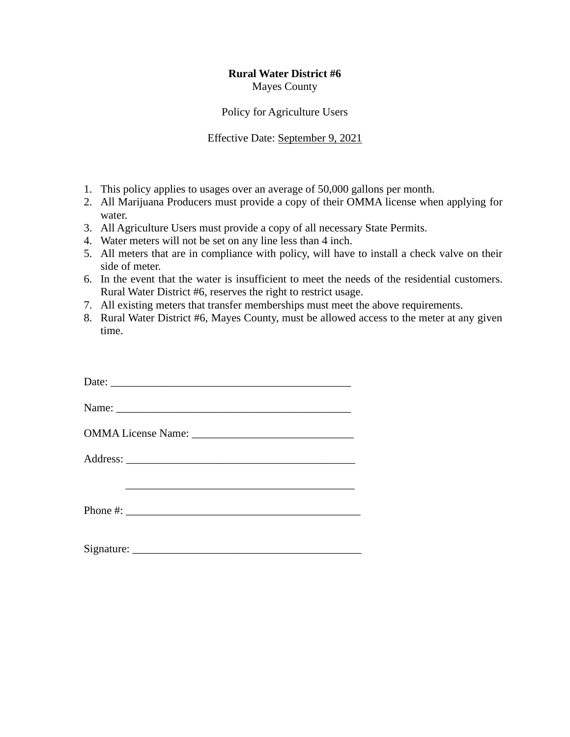**Rural Water District #6**
Mayes County

Policy for Agriculture Users

Effective Date: September 9, 2021

1. This policy applies to usages over an average of 50,000 gallons per month.
2. All Marijuana Producers must provide a copy of their OMMA license when applying for water.
3. All Agriculture Users must provide a copy of all necessary State Permits.
4. Water meters will not be set on any line less than 4 inch.
5. All meters that are in compliance with policy, will have to install a check valve on their side of meter.
6. In the event that the water is insufficient to meet the needs of the residential customers. Rural Water District #6, reserves the right to restrict usage.
7. All existing meters that transfer memberships must meet the above requirements.
8. Rural Water District #6, Mayes County, must be allowed access to the meter at any given time.

Date: ___________________________________________

Name: __________________________________________

OMMA License Name: _____________________________

Address: _________________________________________

_________________________________________

Phone #: __________________________________________

Signature: _________________________________________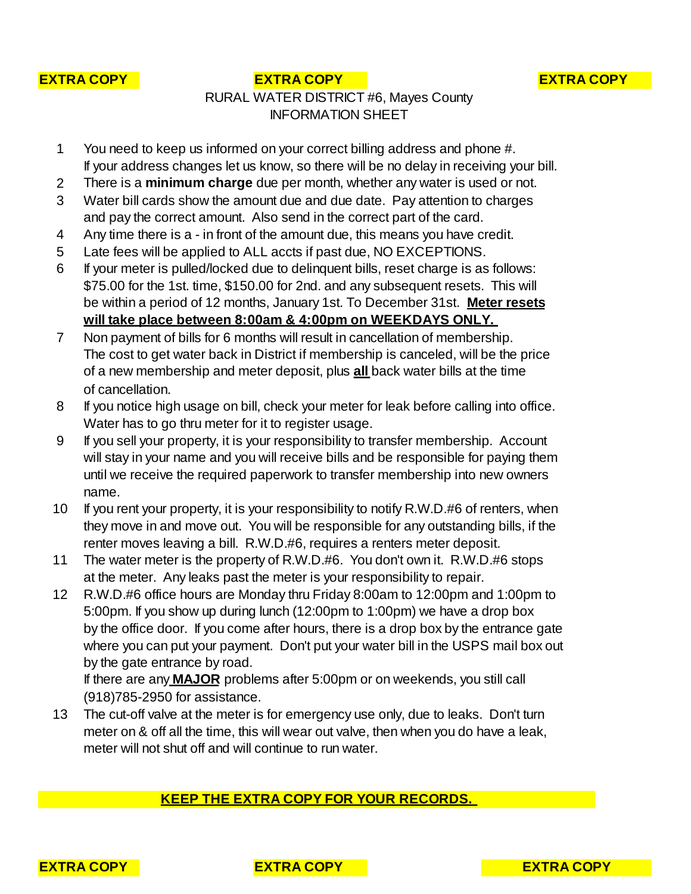**EXTRA COPY** **EXTRA COPY** **EXTRA COPY**

RURAL WATER DISTRICT #6, Mayes County
INFORMATION SHEET

1. You need to keep us informed on your correct billing address and phone #. If your address changes let us know, so there will be no delay in receiving your bill.
2. There is a **minimum charge** due per month, whether any water is used or not.
3. Water bill cards show the amount due and due date. Pay attention to charges and pay the correct amount. Also send in the correct part of the card.
4. Any time there is a - in front of the amount due, this means you have credit.
5. Late fees will be applied to ALL accts if past due, NO EXCEPTIONS.
6. If your meter is pulled/locked due to delinquent bills, reset charge is as follows: $75.00 for the 1st. time, $150.00 for 2nd. and any subsequent resets. This will be within a period of 12 months, January 1st. To December 31st. **<u>Meter resets will take place between 8:00am & 4:00pm on WEEKDAYS ONLY.</u>**
7. Non payment of bills for 6 months will result in cancellation of membership. The cost to get water back in District if membership is canceled, will be the price of a new membership and meter deposit, plus **<u>all</u>** back water bills at the time of cancellation.
8. If you notice high usage on bill, check your meter for leak before calling into office. Water has to go thru meter for it to register usage.
9. If you sell your property, it is your responsibility to transfer membership. Account will stay in your name and you will receive bills and be responsible for paying them until we receive the required paperwork to transfer membership into new owners name.
10. If you rent your property, it is your responsibility to notify R.W.D.#6 of renters, when they move in and move out. You will be responsible for any outstanding bills, if the renter moves leaving a bill. R.W.D.#6, requires a renters meter deposit.
11. The water meter is the property of R.W.D.#6. You don't own it. R.W.D.#6 stops at the meter. Any leaks past the meter is your responsibility to repair.
12. R.W.D.#6 office hours are Monday thru Friday 8:00am to 12:00pm and 1:00pm to 5:00pm. If you show up during lunch (12:00pm to 1:00pm) we have a drop box by the office door. If you come after hours, there is a drop box by the entrance gate where you can put your payment. Don't put your water bill in the USPS mail box out by the gate entrance by road.
    If there are any **<u>MAJOR</u>** problems after 5:00pm or on weekends, you still call (918)785-2950 for assistance.
13. The cut-off valve at the meter is for emergency use only, due to leaks. Don't turn meter on & off all the time, this will wear out valve, then when you do have a leak, meter will not shut off and will continue to run water.

**<u>KEEP THE EXTRA COPY FOR YOUR RECORDS.</u>**

**EXTRA COPY** **EXTRA COPY** **EXTRA COPY**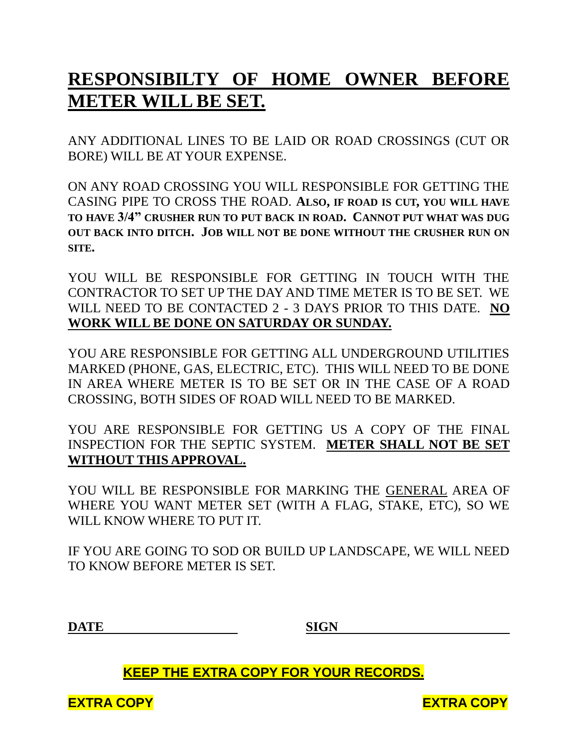# **<u>RESPONSIBILTY OF HOME OWNER BEFORE METER WILL BE SET.</u>**

ANY ADDITIONAL LINES TO BE LAID OR ROAD CROSSINGS (CUT OR BORE) WILL BE AT YOUR EXPENSE.

ON ANY ROAD CROSSING YOU WILL RESPONSIBLE FOR GETTING THE CASING PIPE TO CROSS THE ROAD. **ALSO, IF ROAD IS CUT, YOU WILL HAVE TO HAVE 3/4" CRUSHER RUN TO PUT BACK IN ROAD. CANNOT PUT WHAT WAS DUG OUT BACK INTO DITCH. JOB WILL NOT BE DONE WITHOUT THE CRUSHER RUN ON SITE.**

YOU WILL BE RESPONSIBLE FOR GETTING IN TOUCH WITH THE CONTRACTOR TO SET UP THE DAY AND TIME METER IS TO BE SET. WE WILL NEED TO BE CONTACTED 2 - 3 DAYS PRIOR TO THIS DATE. **<u>NO WORK WILL BE DONE ON SATURDAY OR SUNDAY.</u>**

YOU ARE RESPONSIBLE FOR GETTING ALL UNDERGROUND UTILITIES MARKED (PHONE, GAS, ELECTRIC, ETC). THIS WILL NEED TO BE DONE IN AREA WHERE METER IS TO BE SET OR IN THE CASE OF A ROAD CROSSING, BOTH SIDES OF ROAD WILL NEED TO BE MARKED.

YOU ARE RESPONSIBLE FOR GETTING US A COPY OF THE FINAL INSPECTION FOR THE SEPTIC SYSTEM. **<u>METER SHALL NOT BE SET WITHOUT THIS APPROVAL.</u>**

YOU WILL BE RESPONSIBLE FOR MARKING THE <u>GENERAL</u> AREA OF WHERE YOU WANT METER SET (WITH A FLAG, STAKE, ETC), SO WE WILL KNOW WHERE TO PUT IT.

IF YOU ARE GOING TO SOD OR BUILD UP LANDSCAPE, WE WILL NEED TO KNOW BEFORE METER IS SET.

**DATE** ______________________ **SIGN** ______________________

**<u>KEEP THE EXTRA COPY FOR YOUR RECORDS.</u>**

**EXTRA COPY** **EXTRA COPY**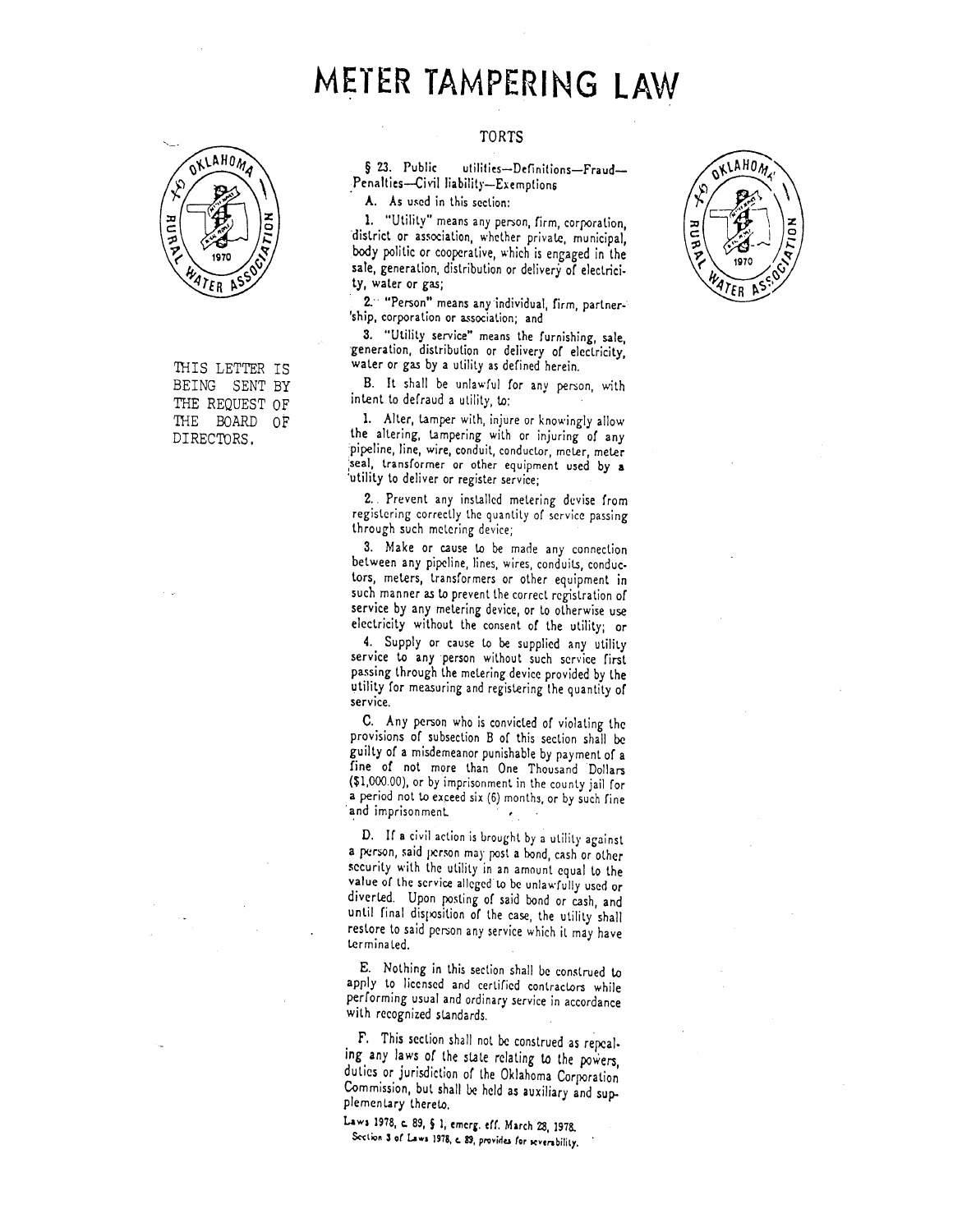# METER TAMPERING LAW

THIS LETTER IS BEING SENT BY THE REQUEST OF THE BOARD OF DIRECTORS.

## TORTS

§ 23. Public utilities—Definitions—Fraud—Penalties—Civil liability—Exemptions

A. As used in this section:

1. "Utility" means any person, firm, corporation, district or association, whether private, municipal, body politic or cooperative, which is engaged in the sale, generation, distribution or delivery of electricity, water or gas;

2. "Person" means any individual, firm, partnership, corporation or association; and

3. "Utility service" means the furnishing, sale, generation, distribution or delivery of electricity, water or gas by a utility as defined herein.

B. It shall be unlawful for any person, with intent to defraud a utility, to:

1. Alter, tamper with, injure or knowingly allow the altering, tampering with or injuring of any pipeline, line, wire, conduit, conductor, meter, meter seal, transformer or other equipment used by a utility to deliver or register service;

2. Prevent any installed metering devise from registering correctly the quantity of service passing through such metering device;

3. Make or cause to be made any connection between any pipeline, lines, wires, conduits, conductors, meters, transformers or other equipment in such manner as to prevent the correct registration of service by any metering device, or to otherwise use electricity without the consent of the utility; or

4. Supply or cause to be supplied any utility service to any person without such service first passing through the metering device provided by the utility for measuring and registering the quantity of service.

C. Any person who is convicted of violating the provisions of subsection B of this section shall be guilty of a misdemeanor punishable by payment of a fine of not more than One Thousand Dollars ($1,000.00), or by imprisonment in the county jail for a period not to exceed six (6) months, or by such fine and imprisonment.

D. If a civil action is brought by a utility against a person, said person may post a bond, cash or other security with the utility in an amount equal to the value of the service alleged to be unlawfully used or diverted. Upon posting of said bond or cash, and until final disposition of the case, the utility shall restore to said person any service which it may have terminated.

E. Nothing in this section shall be construed to apply to licensed and certified contractors while performing usual and ordinary service in accordance with recognized standards.

F. This section shall not be construed as repealing any laws of the state relating to the powers, duties or jurisdiction of the Oklahoma Corporation Commission, but shall be held as auxiliary and supplementary thereto.

Laws 1978, c. 89, § 1, emerg. eff. March 28, 1978.
Section 3 of Laws 1978, c. 89, provides for severability.